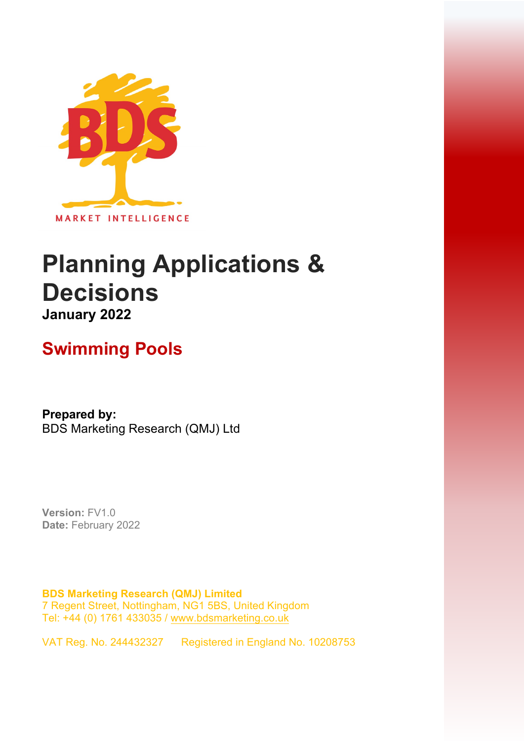BDS

MARKET INTELLIGENCE

# Planning Applications & Decisions

**January 2022**

## Swimming Pools

**Prepared by:**
BDS Marketing Research (QMJ) Ltd

**Version:** FV1.0
**Date:** February 2022

**BDS Marketing Research (QMJ) Limited**
7 Regent Street, Nottingham, NG1 5BS, United Kingdom
Tel: +44 (0) 1761 433035 / www.bdsmarketing.co.uk

VAT Reg. No. 244432327      Registered in England No. 10208753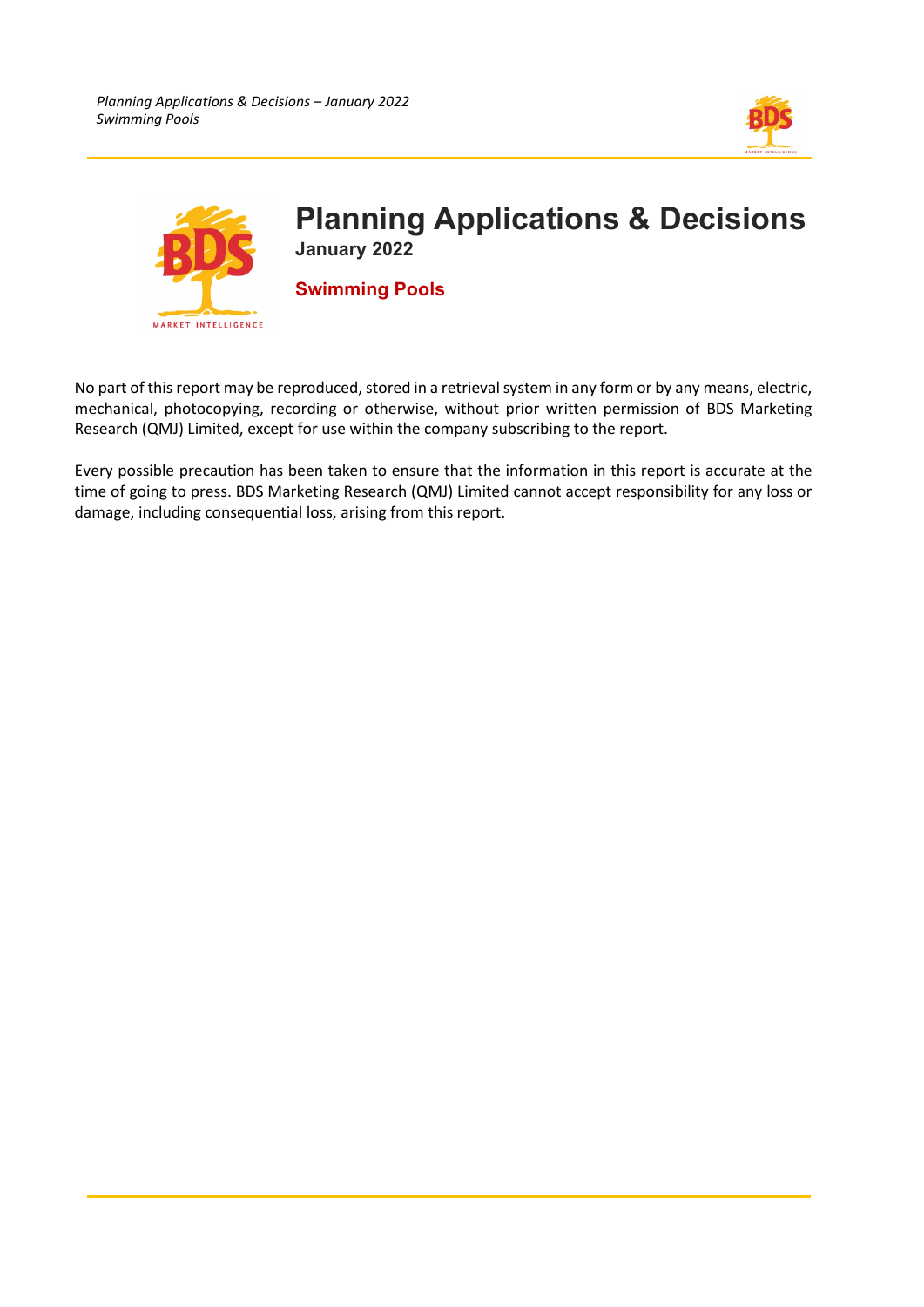# Planning Applications & Decisions

**January 2022**

**Swimming Pools**

No part of this report may be reproduced, stored in a retrieval system in any form or by any means, electric, mechanical, photocopying, recording or otherwise, without prior written permission of BDS Marketing Research (QMJ) Limited, except for use within the company subscribing to the report.

Every possible precaution has been taken to ensure that the information in this report is accurate at the time of going to press. BDS Marketing Research (QMJ) Limited cannot accept responsibility for any loss or damage, including consequential loss, arising from this report.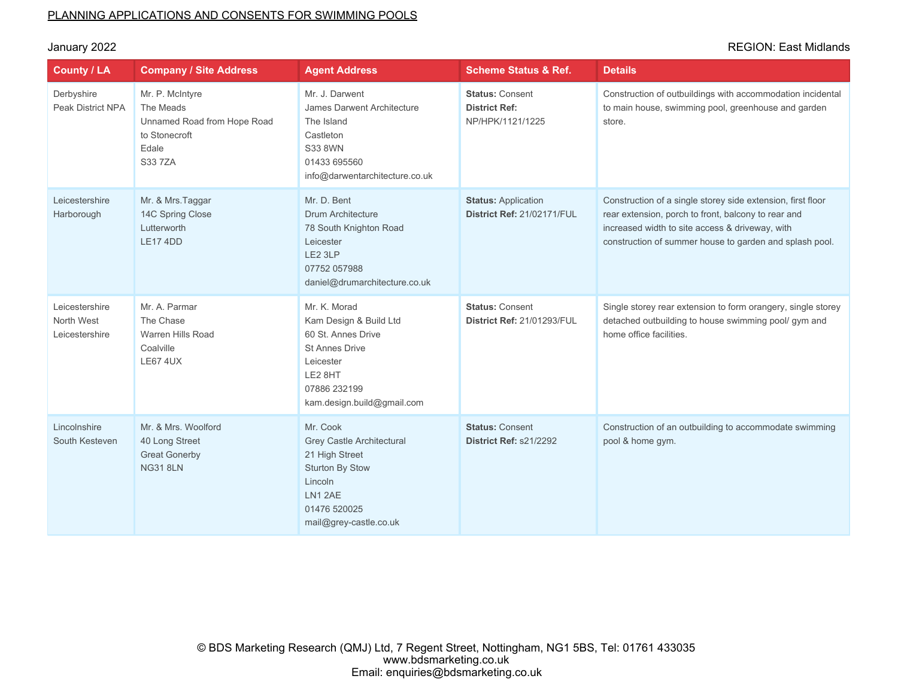PLANNING APPLICATIONS AND CONSENTS FOR SWIMMING POOLS

January 2022

REGION: East Midlands

| County / LA | Company / Site Address | Agent Address | Scheme Status & Ref. | Details |
|---|---|---|---|---|
| Derbyshire<br>Peak District NPA | Mr. P. McIntyre<br>The Meads<br>Unnamed Road from Hope Road to Stonecroft<br>Edale<br>S33 7ZA | Mr. J. Darwent<br>James Darwent Architecture<br>The Island<br>Castleton<br>S33 8WN<br>01433 695560<br>info@darwentarchitecture.co.uk | **Status:** Consent<br>**District Ref:**<br>NP/HPK/1121/1225 | Construction of outbuildings with accommodation incidental to main house, swimming pool, greenhouse and garden store. |
| Leicestershire<br>Harborough | Mr. & Mrs.Taggar<br>14C Spring Close<br>Lutterworth<br>LE17 4DD | Mr. D. Bent<br>Drum Architecture<br>78 South Knighton Road<br>Leicester<br>LE2 3LP<br>07752 057988<br>daniel@drumarchitecture.co.uk | **Status:** Application<br>**District Ref:** 21/02171/FUL | Construction of a single storey side extension, first floor rear extension, porch to front, balcony to rear and increased width to site access & driveway, with construction of summer house to garden and splash pool. |
| Leicestershire<br>North West Leicestershire | Mr. A. Parmar<br>The Chase<br>Warren Hills Road<br>Coalville<br>LE67 4UX | Mr. K. Morad<br>Kam Design & Build Ltd<br>60 St. Annes Drive<br>St Annes Drive<br>Leicester<br>LE2 8HT<br>07886 232199<br>kam.design.build@gmail.com | **Status:** Consent<br>**District Ref:** 21/01293/FUL | Single storey rear extension to form orangery, single storey detached outbuilding to house swimming pool/ gym and home office facilities. |
| Lincolnshire<br>South Kesteven | Mr. & Mrs. Woolford<br>40 Long Street<br>Great Gonerby<br>NG31 8LN | Mr. Cook<br>Grey Castle Architectural<br>21 High Street<br>Sturton By Stow<br>Lincoln<br>LN1 2AE<br>01476 520025<br>mail@grey-castle.co.uk | **Status:** Consent<br>**District Ref:** s21/2292 | Construction of an outbuilding to accommodate swimming pool & home gym. |